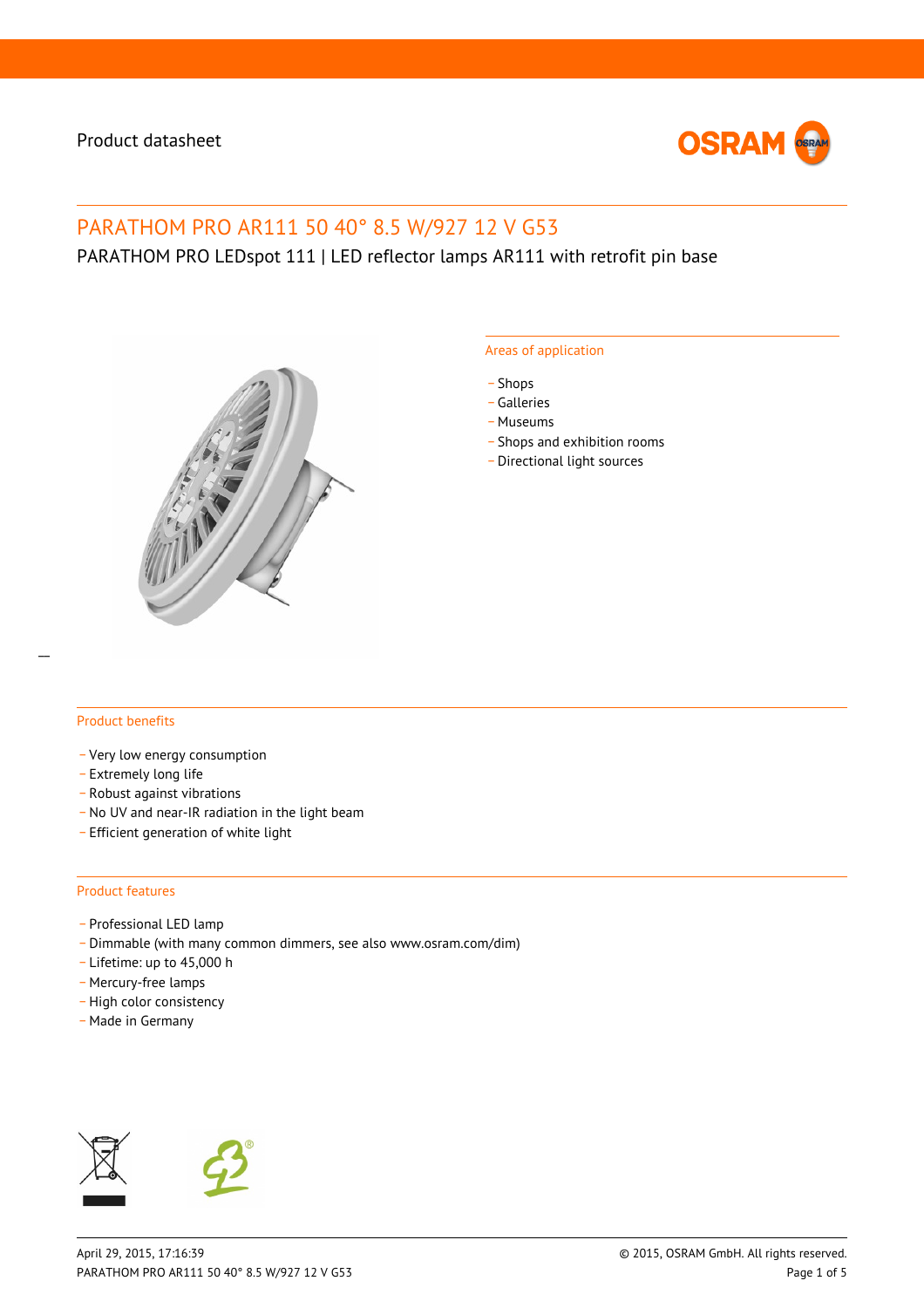Product datasheet

# PARATHOM PRO AR111 50 40° 8.5 W/927 12 V G53

PARATHOM PRO LEDspot 111 | LED reflector lamps AR111 with retrofit pin base

## Areas of application

- Shops
- Galleries
- Museums
- Shops and exhibition rooms
- Directional light sources

## Product benefits

- Very low energy consumption
- Extremely long life
- Robust against vibrations
- No UV and near-IR radiation in the light beam
- Efficient generation of white light

## Product features

- Professional LED lamp
- Dimmable (with many common dimmers, see also www.osram.com/dim)
- Lifetime: up to 45,000 h
- Mercury-free lamps
- High color consistency
- Made in Germany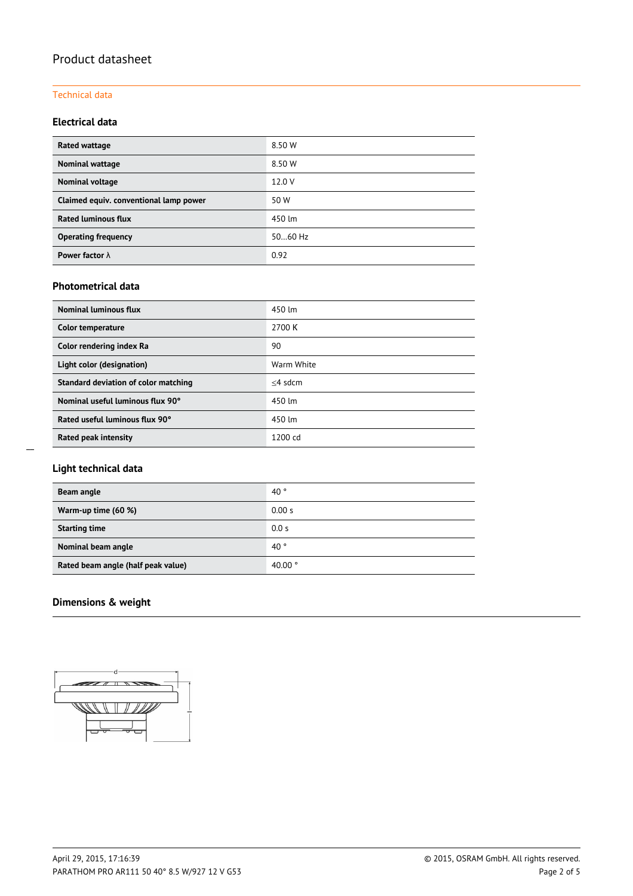# Product datasheet

Technical data

### Electrical data

| | |
|---|---|
| **Rated wattage** | 8.50 W |
| **Nominal wattage** | 8.50 W |
| **Nominal voltage** | 12.0 V |
| **Claimed equiv. conventional lamp power** | 50 W |
| **Rated luminous flux** | 450 lm |
| **Operating frequency** | 50…60 Hz |
| **Power factor λ** | 0.92 |

### Photometrical data

| | |
|---|---|
| **Nominal luminous flux** | 450 lm |
| **Color temperature** | 2700 K |
| **Color rendering index Ra** | 90 |
| **Light color (designation)** | Warm White |
| **Standard deviation of color matching** | ≤4 sdcm |
| **Nominal useful luminous flux 90°** | 450 lm |
| **Rated useful luminous flux 90°** | 450 lm |
| **Rated peak intensity** | 1200 cd |

### Light technical data

| | |
|---|---|
| **Beam angle** | 40 ° |
| **Warm-up time (60 %)** | 0.00 s |
| **Starting time** | 0.0 s |
| **Nominal beam angle** | 40 ° |
| **Rated beam angle (half peak value)** | 40.00 ° |

### Dimensions & weight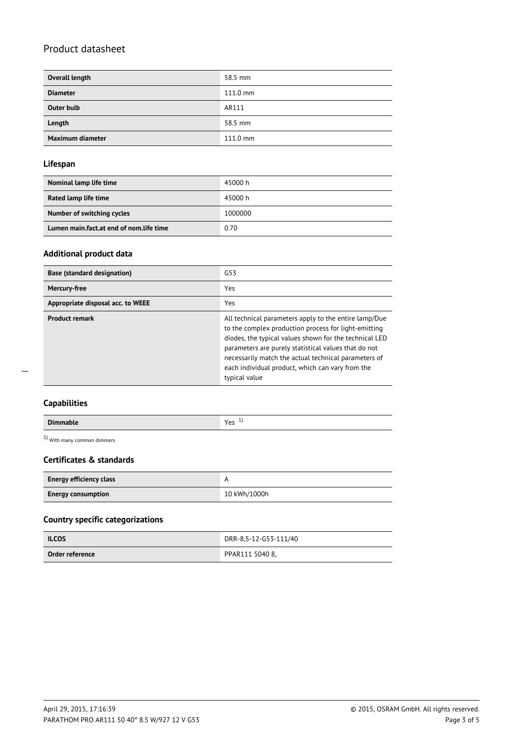| Overall length | 58.5 mm |
| --- | --- |
| Diameter | 111.0 mm |
| Outer bulb | AR111 |
| Length | 58.5 mm |
| Maximum diameter | 111.0 mm |

## Lifespan

| Nominal lamp life time | 45000 h |
| --- | --- |
| Rated lamp life time | 45000 h |
| Number of switching cycles | 1000000 |
| Lumen main.fact.at end of nom.life time | 0.70 |

## Additional product data

| Base (standard designation) | G53 |
| --- | --- |
| Mercury-free | Yes |
| Appropriate disposal acc. to WEEE | Yes |
| Product remark | All technical parameters apply to the entire lamp/Due to the complex production process for light-emitting diodes, the typical values shown for the technical LED parameters are purely statistical values that do not necessarily match the actual technical parameters of each individual product, which can vary from the typical value |

## Capabilities

| Dimmable | Yes [1] |
| --- | --- |

[1] With many common dimmers

## Certificates & standards

| Energy efficiency class | A |
| --- | --- |
| Energy consumption | 10 kWh/1000h |

## Country specific categorizations

| ILCOS | DRR-8,5-12-G53-111/40 |
| --- | --- |
| Order reference | PPAR111 5040 8, |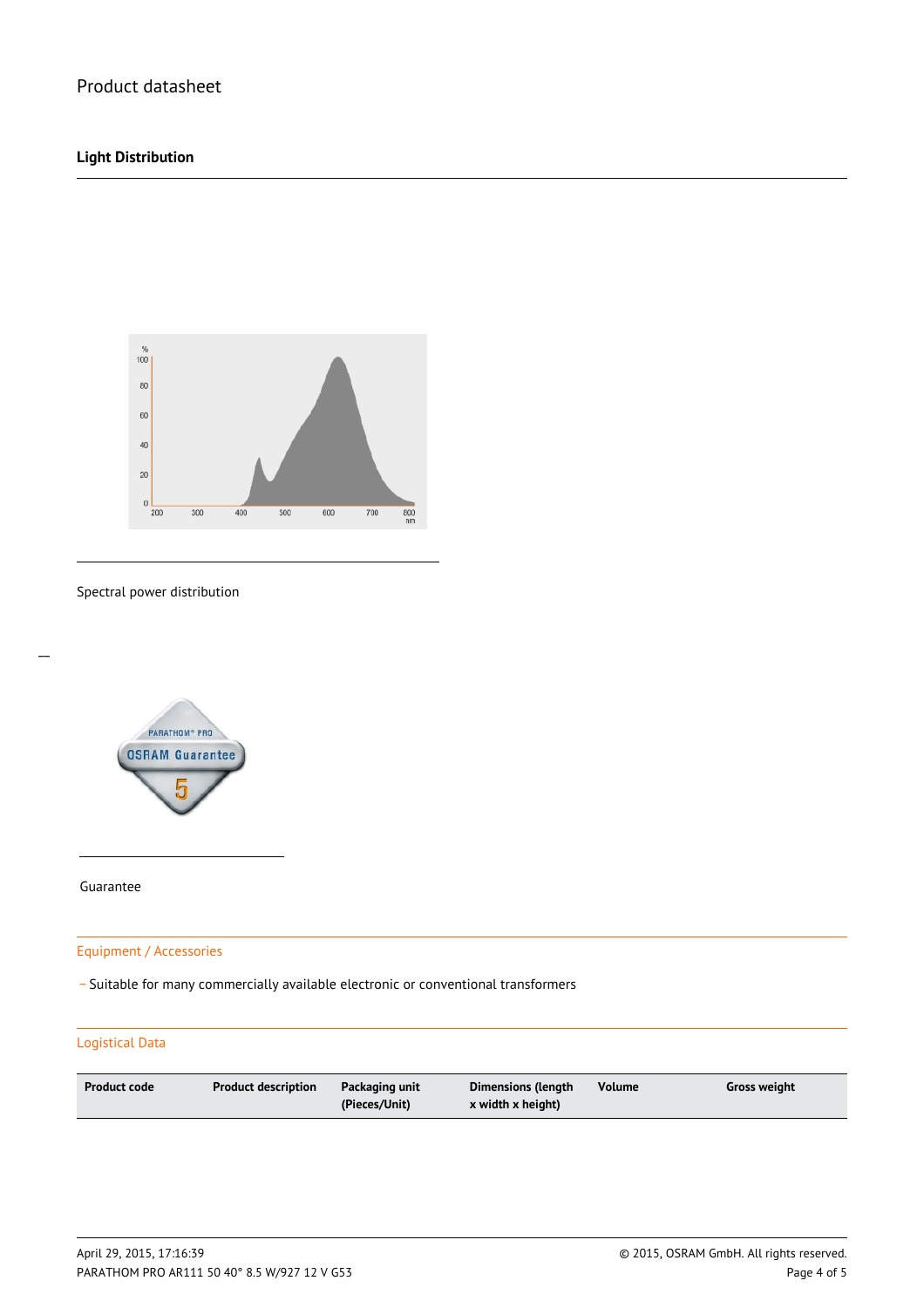## Light Distribution

Spectral power distribution

Guarantee

### Equipment / Accessories

- Suitable for many commercially available electronic or conventional transformers

### Logistical Data

| Product code | Product description | Packaging unit (Pieces/Unit) | Dimensions (length x width x height) | Volume | Gross weight |
|---|---|---|---|---|---|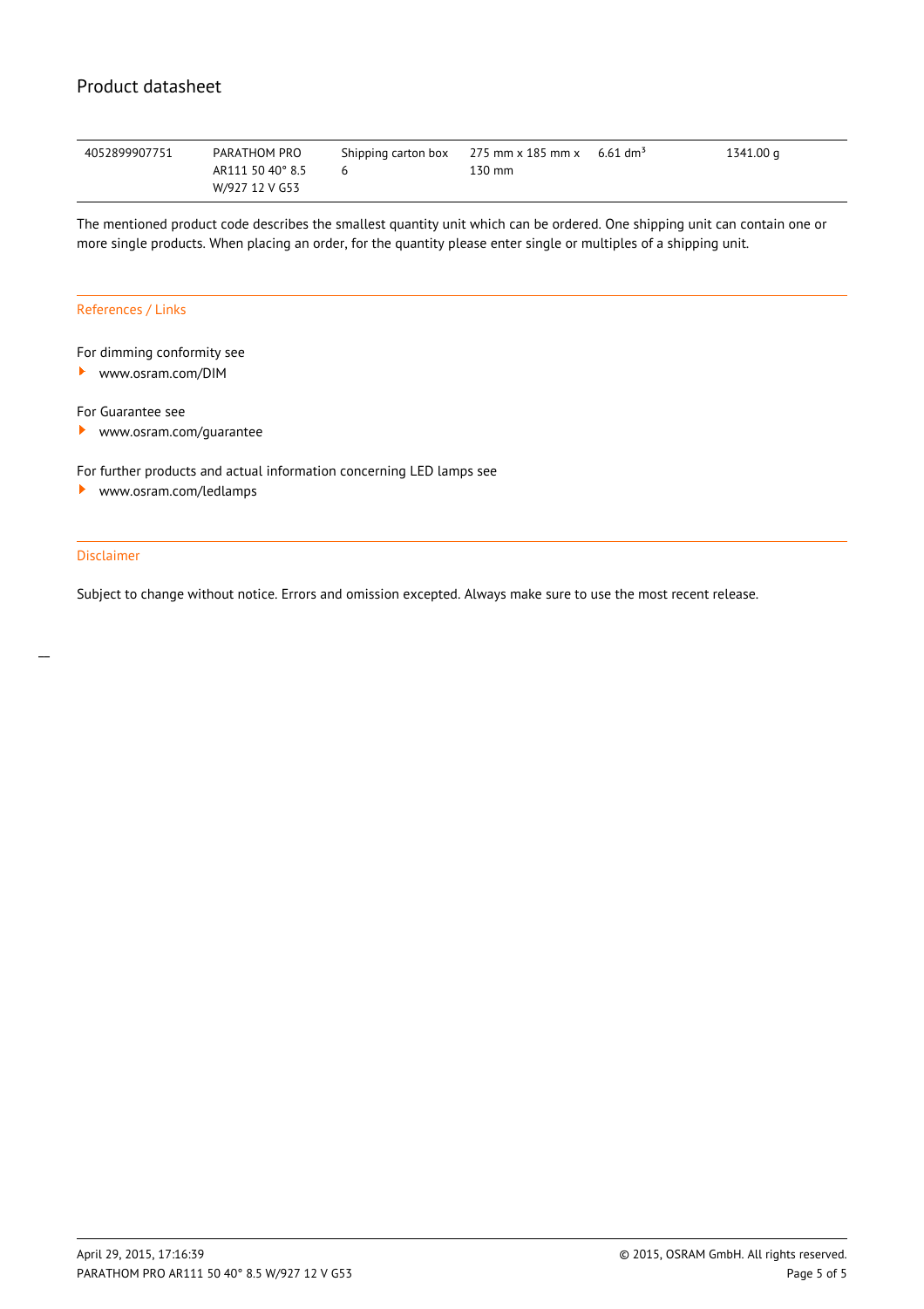| | | | | | |
|---|---|---|---|---|---|
| 4052899907751 | PARATHOM PRO AR111 50 40° 8.5 W/927 12 V G53 | Shipping carton box 6 | 275 mm x 185 mm x 130 mm | 6.61 $dm^3$ | 1341.00 g |

The mentioned product code describes the smallest quantity unit which can be ordered. One shipping unit can contain one or more single products. When placing an order, for the quantity please enter single or multiples of a shipping unit.

## References / Links

For dimming conformity see

- www.osram.com/DIM

For Guarantee see

- www.osram.com/guarantee

For further products and actual information concerning LED lamps see

- www.osram.com/ledlamps

## Disclaimer

Subject to change without notice. Errors and omission excepted. Always make sure to use the most recent release.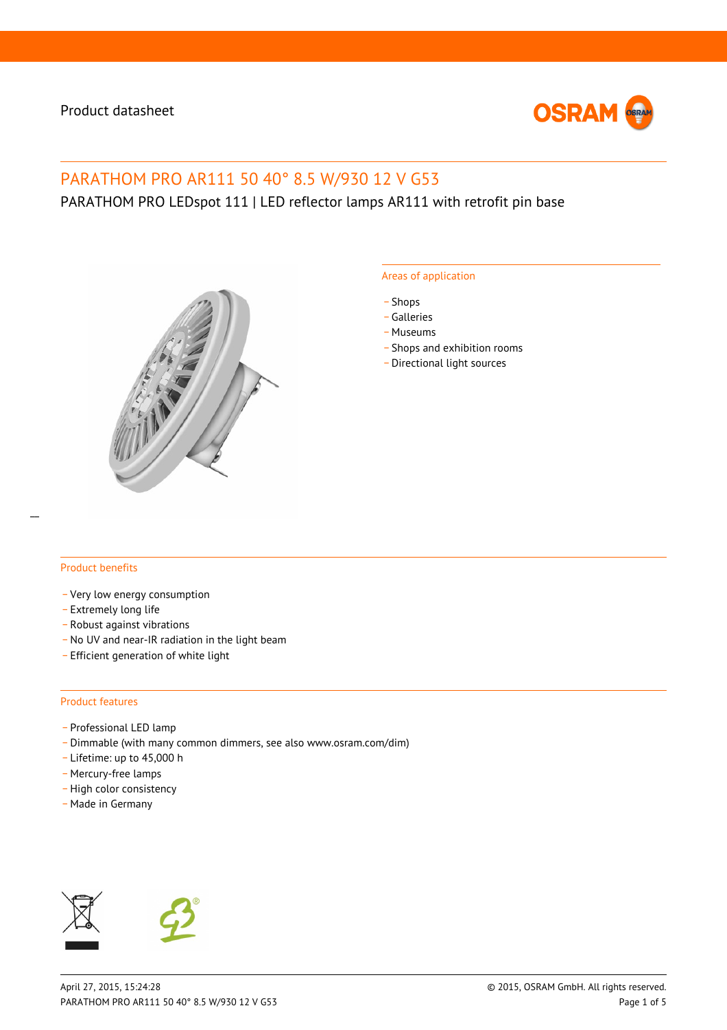Product datasheet

# PARATHOM PRO AR111 50 40° 8.5 W/930 12 V G53

PARATHOM PRO LEDspot 111 | LED reflector lamps AR111 with retrofit pin base

## Areas of application

- Shops
- Galleries
- Museums
- Shops and exhibition rooms
- Directional light sources

## Product benefits

- Very low energy consumption
- Extremely long life
- Robust against vibrations
- No UV and near-IR radiation in the light beam
- Efficient generation of white light

## Product features

- Professional LED lamp
- Dimmable (with many common dimmers, see also www.osram.com/dim)
- Lifetime: up to 45,000 h
- Mercury-free lamps
- High color consistency
- Made in Germany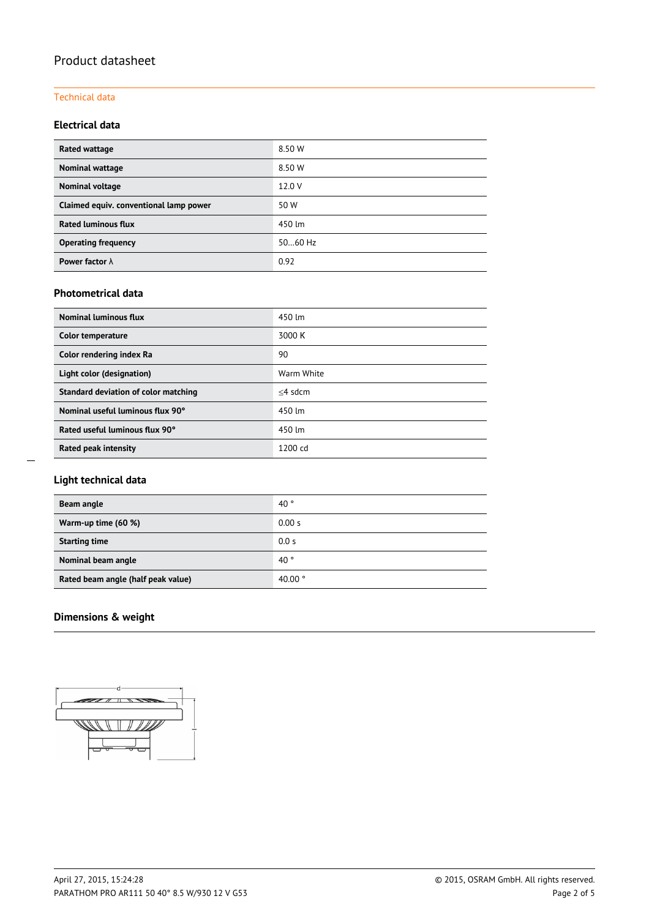Product datasheet

Technical data

### Electrical data

| | |
|---|---|
| **Rated wattage** | 8.50 W |
| **Nominal wattage** | 8.50 W |
| **Nominal voltage** | 12.0 V |
| **Claimed equiv. conventional lamp power** | 50 W |
| **Rated luminous flux** | 450 lm |
| **Operating frequency** | 50…60 Hz |
| **Power factor λ** | 0.92 |

### Photometrical data

| | |
|---|---|
| **Nominal luminous flux** | 450 lm |
| **Color temperature** | 3000 K |
| **Color rendering index Ra** | 90 |
| **Light color (designation)** | Warm White |
| **Standard deviation of color matching** | ≤4 sdcm |
| **Nominal useful luminous flux 90°** | 450 lm |
| **Rated useful luminous flux 90°** | 450 lm |
| **Rated peak intensity** | 1200 cd |

### Light technical data

| | |
|---|---|
| **Beam angle** | 40 ° |
| **Warm-up time (60 %)** | 0.00 s |
| **Starting time** | 0.0 s |
| **Nominal beam angle** | 40 ° |
| **Rated beam angle (half peak value)** | 40.00 ° |

### Dimensions & weight

d

l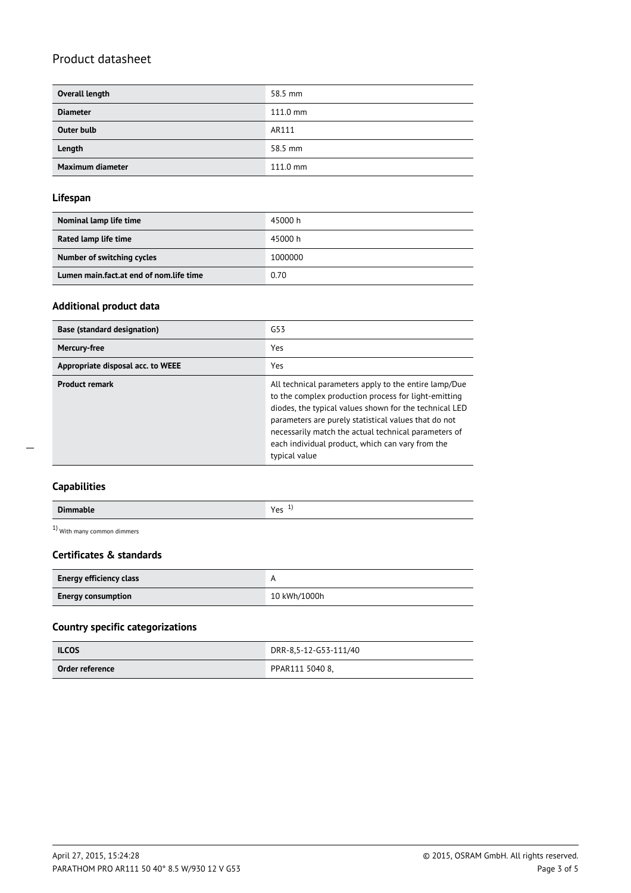## Product datasheet

| | |
|---|---|
| **Overall length** | 58.5 mm |
| **Diameter** | 111.0 mm |
| **Outer bulb** | AR111 |
| **Length** | 58.5 mm |
| **Maximum diameter** | 111.0 mm |

### Lifespan

| | |
|---|---|
| **Nominal lamp life time** | 45000 h |
| **Rated lamp life time** | 45000 h |
| **Number of switching cycles** | 1000000 |
| **Lumen main.fact.at end of nom.life time** | 0.70 |

### Additional product data

| | |
|---|---|
| **Base (standard designation)** | G53 |
| **Mercury-free** | Yes |
| **Appropriate disposal acc. to WEEE** | Yes |
| **Product remark** | All technical parameters apply to the entire lamp/Due to the complex production process for light-emitting diodes, the typical values shown for the technical LED parameters are purely statistical values that do not necessarily match the actual technical parameters of each individual product, which can vary from the typical value |

### Capabilities

| | |
|---|---|
| **Dimmable** | Yes [1] |

[1] With many common dimmers

### Certificates & standards

| | |
|---|---|
| **Energy efficiency class** | A |
| **Energy consumption** | 10 kWh/1000h |

### Country specific categorizations

| | |
|---|---|
| **ILCOS** | DRR-8,5-12-G53-111/40 |
| **Order reference** | PPAR111 5040 8, |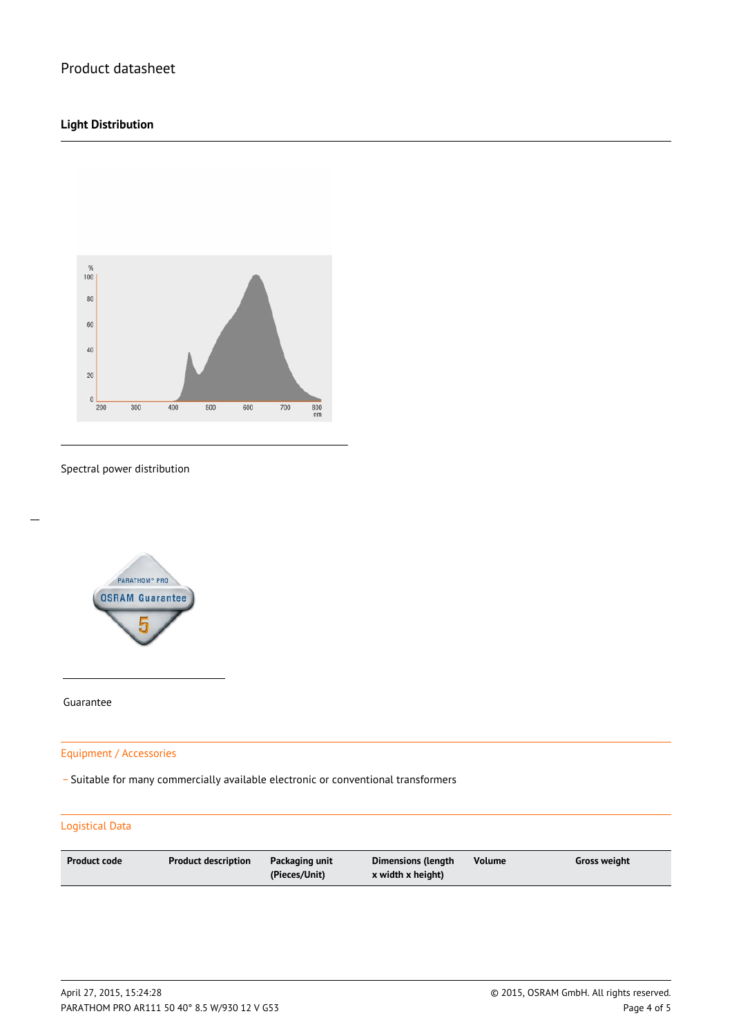Product datasheet

## Light Distribution

Spectral power distribution

Guarantee

### Equipment / Accessories

- Suitable for many commercially available electronic or conventional transformers

### Logistical Data

| Product code | Product description | Packaging unit (Pieces/Unit) | Dimensions (length x width x height) | Volume | Gross weight |
|---|---|---|---|---|---|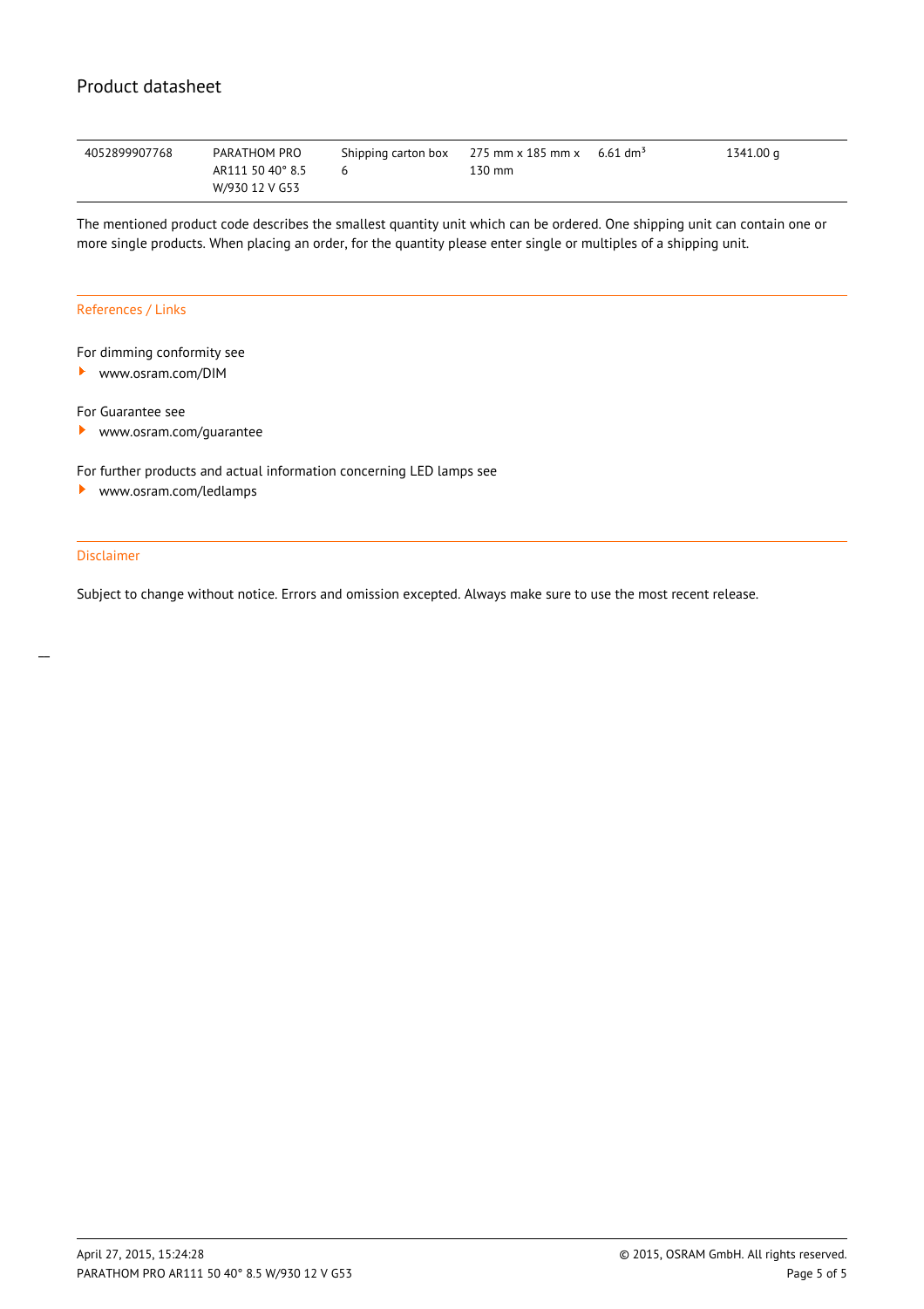| | | | | | |
|---|---|---|---|---|---|
| 4052899907768 | PARATHOM PRO AR111 50 40° 8.5 W/930 12 V G53 | Shipping carton box 6 | 275 mm x 185 mm x 130 mm | 6.61 $dm^3$ | 1341.00 g |

The mentioned product code describes the smallest quantity unit which can be ordered. One shipping unit can contain one or more single products. When placing an order, for the quantity please enter single or multiples of a shipping unit.

## References / Links

For dimming conformity see

- www.osram.com/DIM

For Guarantee see

- www.osram.com/guarantee

For further products and actual information concerning LED lamps see

- www.osram.com/ledlamps

## Disclaimer

Subject to change without notice. Errors and omission excepted. Always make sure to use the most recent release.